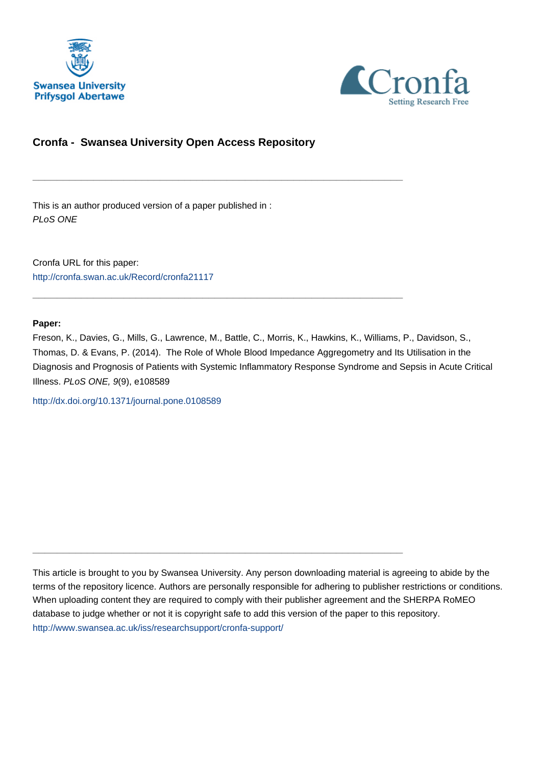Swansea University
Prifysgol Abertawe

Cronfa
Setting Research Free

## Cronfa - Swansea University Open Access Repository

---

This is an author produced version of a paper published in :
*PLoS ONE*

Cronfa URL for this paper:
http://cronfa.swan.ac.uk/Record/cronfa21117

---

**Paper:**

Freson, K., Davies, G., Mills, G., Lawrence, M., Battle, C., Morris, K., Hawkins, K., Williams, P., Davidson, S., Thomas, D. & Evans, P. (2014). The Role of Whole Blood Impedance Aggregometry and Its Utilisation in the Diagnosis and Prognosis of Patients with Systemic Inflammatory Response Syndrome and Sepsis in Acute Critical Illness. *PLoS ONE, 9*(9), e108589

http://dx.doi.org/10.1371/journal.pone.0108589

---

This article is brought to you by Swansea University. Any person downloading material is agreeing to abide by the terms of the repository licence. Authors are personally responsible for adhering to publisher restrictions or conditions. When uploading content they are required to comply with their publisher agreement and the SHERPA RoMEO database to judge whether or not it is copyright safe to add this version of the paper to this repository.
http://www.swansea.ac.uk/iss/researchsupport/cronfa-support/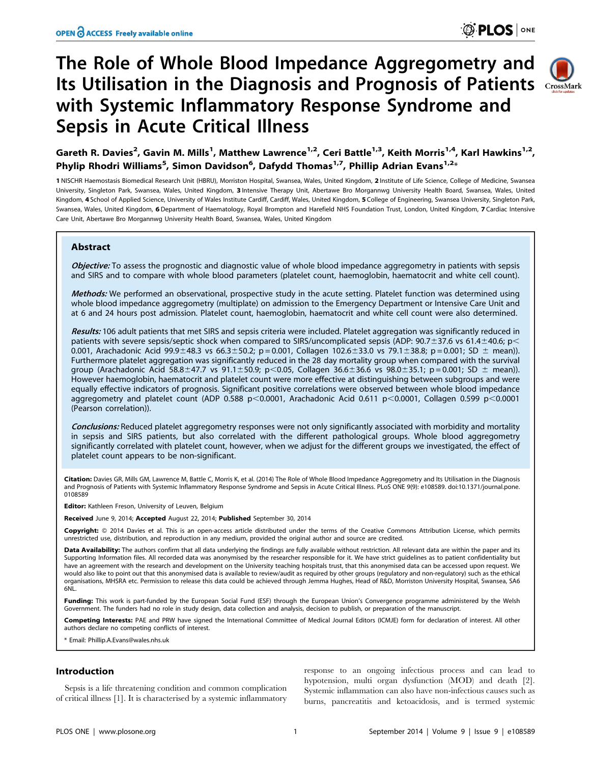# The Role of Whole Blood Impedance Aggregometry and Its Utilisation in the Diagnosis and Prognosis of Patients with Systemic Inflammatory Response Syndrome and Sepsis in Acute Critical Illness

**Gareth R. Davies[2], Gavin M. Mills[1], Matthew Lawrence[1,2], Ceri Battle[1,3], Keith Morris[1,4], Karl Hawkins[1,2], Phylip Rhodri Williams[5], Simon Davidson[6], Dafydd Thomas[1,7], Phillip Adrian Evans[1,2]***

1 NISCHR Haemostasis Biomedical Research Unit (HBRU), Morriston Hospital, Swansea, Wales, United Kingdom, 2 Institute of Life Science, College of Medicine, Swansea University, Singleton Park, Swansea, Wales, United Kingdom, 3 Intensive Therapy Unit, Abertawe Bro Morgannwg University Health Board, Swansea, Wales, United Kingdom, 4 School of Applied Science, University of Wales Institute Cardiff, Cardiff, Wales, United Kingdom, 5 College of Engineering, Swansea University, Singleton Park, Swansea, Wales, United Kingdom, 6 Department of Haematology, Royal Brompton and Harefield NHS Foundation Trust, London, United Kingdom, 7 Cardiac Intensive Care Unit, Abertawe Bro Morgannwg University Health Board, Swansea, Wales, United Kingdom

## Abstract

*Objective:* To assess the prognostic and diagnostic value of whole blood impedance aggregometry in patients with sepsis and SIRS and to compare with whole blood parameters (platelet count, haemoglobin, haematocrit and white cell count).

*Methods:* We performed an observational, prospective study in the acute setting. Platelet function was determined using whole blood impedance aggregometry (multiplate) on admission to the Emergency Department or Intensive Care Unit and at 6 and 24 hours post admission. Platelet count, haemoglobin, haematocrit and white cell count were also determined.

*Results:* 106 adult patients that met SIRS and sepsis criteria were included. Platelet aggregation was significantly reduced in patients with severe sepsis/septic shock when compared to SIRS/uncomplicated sepsis (ADP: 90.7±37.6 vs 61.4±40.6; $p<0.001$, Arachadonic Acid 99.9±48.3 vs 66.3±50.2; $p=0.001$, Collagen 102.6±33.0 vs 79.1±38.8; $p=0.001$; SD ± mean)). Furthermore platelet aggregation was significantly reduced in the 28 day mortality group when compared with the survival group (Arachadonic Acid 58.8±47.7 vs 91.1±50.9; $p<0.05$, Collagen 36.6±36.6 vs 98.0±35.1; $p=0.001$; SD ± mean)). However haemoglobin, haematocrit and platelet count were more effective at distinguishing between subgroups and were equally effective indicators of prognosis. Significant positive correlations were observed between whole blood impedance aggregometry and platelet count (ADP 0.588 $p<0.0001$, Arachadonic Acid 0.611 $p<0.0001$, Collagen 0.599 $p<0.0001$ (Pearson correlation)).

*Conclusions:* Reduced platelet aggregometry responses were not only significantly associated with morbidity and mortality in sepsis and SIRS patients, but also correlated with the different pathological groups. Whole blood aggregometry significantly correlated with platelet count, however, when we adjust for the different groups we investigated, the effect of platelet count appears to be non-significant.

**Citation:** Davies GR, Mills GM, Lawrence M, Battle C, Morris K, et al. (2014) The Role of Whole Blood Impedance Aggregometry and Its Utilisation in the Diagnosis and Prognosis of Patients with Systemic Inflammatory Response Syndrome and Sepsis in Acute Critical Illness. PLoS ONE 9(9): e108589. doi:10.1371/journal.pone.0108589

**Editor:** Kathleen Freson, University of Leuven, Belgium

**Received** June 9, 2014; **Accepted** August 22, 2014; **Published** September 30, 2014

**Copyright:** © 2014 Davies et al. This is an open-access article distributed under the terms of the Creative Commons Attribution License, which permits unrestricted use, distribution, and reproduction in any medium, provided the original author and source are credited.

**Data Availability:** The authors confirm that all data underlying the findings are fully available without restriction. All relevant data are within the paper and its Supporting Information files. All recorded data was anonymised by the researcher responsible for it. We have strict guidelines as to patient confidentiality but have an agreement with the research and development on the University teaching hospitals trust, that this anonymised data can be accessed upon request. We would also like to point out that this anonymised data is available to review/audit as required by other groups (regulatory and non-regulatory) such as the ethical organisations, MHSRA etc. Permission to release this data could be achieved through Jemma Hughes, Head of R&D, Morriston University Hospital, Swansea, SA6 6NL.

**Funding:** This work is part-funded by the European Social Fund (ESF) through the European Union's Convergence programme administered by the Welsh Government. The funders had no role in study design, data collection and analysis, decision to publish, or preparation of the manuscript.

**Competing Interests:** PAE and PRW have signed the International Committee of Medical Journal Editors (ICMJE) form for declaration of interest. All other authors declare no competing conflicts of interest.

* Email: Phillip.A.Evans@wales.nhs.uk

## Introduction

Sepsis is a life threatening condition and common complication of critical illness [1]. It is characterised by a systemic inflammatory response to an ongoing infectious process and can lead to hypotension, multi organ dysfunction (MOD) and death [2]. Systemic inflammation can also have non-infectious causes such as burns, pancreatitis and ketoacidosis, and is termed systemic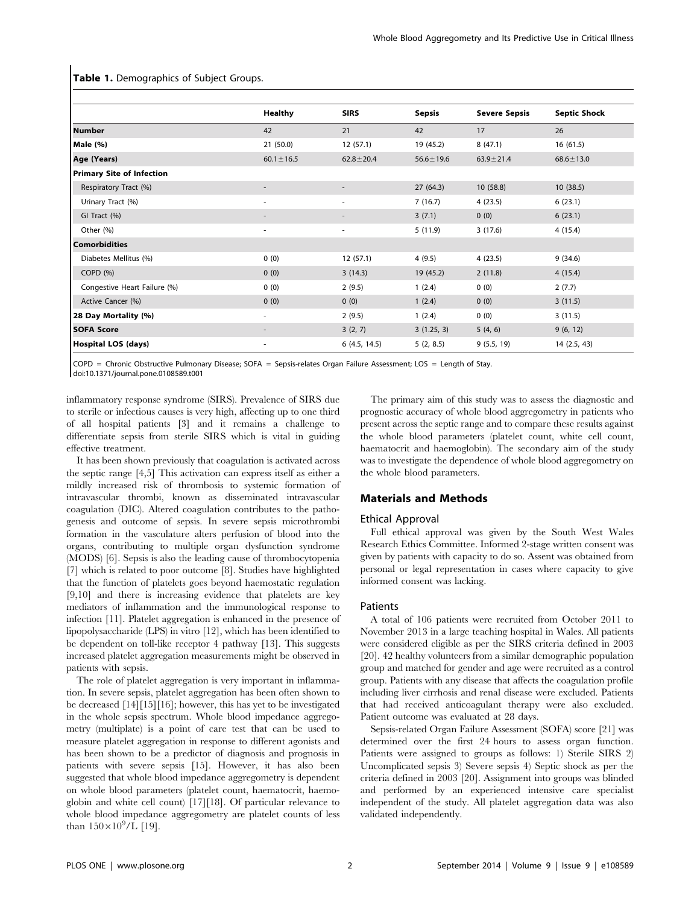**Table 1.** Demographics of Subject Groups.

| | Healthy | SIRS | Sepsis | Severe Sepsis | Septic Shock |
|---|---|---|---|---|---|
| **Number** | 42 | 21 | 42 | 17 | 26 |
| **Male (%)** | 21 (50.0) | 12 (57.1) | 19 (45.2) | 8 (47.1) | 16 (61.5) |
| **Age (Years)** | 60.1±16.5 | 62.8±20.4 | 56.6±19.6 | 63.9±21.4 | 68.6±13.0 |
| **Primary Site of Infection** | | | | | |
| Respiratory Tract (%) | - | - | 27 (64.3) | 10 (58.8) | 10 (38.5) |
| Urinary Tract (%) | - | - | 7 (16.7) | 4 (23.5) | 6 (23.1) |
| GI Tract (%) | - | - | 3 (7.1) | 0 (0) | 6 (23.1) |
| Other (%) | - | - | 5 (11.9) | 3 (17.6) | 4 (15.4) |
| **Comorbidities** | | | | | |
| Diabetes Mellitus (%) | 0 (0) | 12 (57.1) | 4 (9.5) | 4 (23.5) | 9 (34.6) |
| COPD (%) | 0 (0) | 3 (14.3) | 19 (45.2) | 2 (11.8) | 4 (15.4) |
| Congestive Heart Failure (%) | 0 (0) | 2 (9.5) | 1 (2.4) | 0 (0) | 2 (7.7) |
| Active Cancer (%) | 0 (0) | 0 (0) | 1 (2.4) | 0 (0) | 3 (11.5) |
| **28 Day Mortality (%)** | - | 2 (9.5) | 1 (2.4) | 0 (0) | 3 (11.5) |
| **SOFA Score** | - | 3 (2, 7) | 3 (1.25, 3) | 5 (4, 6) | 9 (6, 12) |
| **Hospital LOS (days)** | - | 6 (4.5, 14.5) | 5 (2, 8.5) | 9 (5.5, 19) | 14 (2.5, 43) |

COPD = Chronic Obstructive Pulmonary Disease; SOFA = Sepsis-relates Organ Failure Assessment; LOS = Length of Stay.
doi:10.1371/journal.pone.0108589.t001

inflammatory response syndrome (SIRS). Prevalence of SIRS due to sterile or infectious causes is very high, affecting up to one third of all hospital patients [3] and it remains a challenge to differentiate sepsis from sterile SIRS which is vital in guiding effective treatment.

It has been shown previously that coagulation is activated across the septic range [4,5] This activation can express itself as either a mildly increased risk of thrombosis to systemic formation of intravascular thrombi, known as disseminated intravascular coagulation (DIC). Altered coagulation contributes to the pathogenesis and outcome of sepsis. In severe sepsis microthrombi formation in the vasculature alters perfusion of blood into the organs, contributing to multiple organ dysfunction syndrome (MODS) [6]. Sepsis is also the leading cause of thrombocytopenia [7] which is related to poor outcome [8]. Studies have highlighted that the function of platelets goes beyond haemostatic regulation [9,10] and there is increasing evidence that platelets are key mediators of inflammation and the immunological response to infection [11]. Platelet aggregation is enhanced in the presence of lipopolysaccharide (LPS) in vitro [12], which has been identified to be dependent on toll-like receptor 4 pathway [13]. This suggests increased platelet aggregation measurements might be observed in patients with sepsis.

The role of platelet aggregation is very important in inflammation. In severe sepsis, platelet aggregation has been often shown to be decreased [14][15][16]; however, this has yet to be investigated in the whole sepsis spectrum. Whole blood impedance aggregometry (multiplate) is a point of care test that can be used to measure platelet aggregation in response to different agonists and has been shown to be a predictor of diagnosis and prognosis in patients with severe sepsis [15]. However, it has also been suggested that whole blood impedance aggregometry is dependent on whole blood parameters (platelet count, haematocrit, haemoglobin and white cell count) [17][18]. Of particular relevance to whole blood impedance aggregometry are platelet counts of less than $150\times10^{9}$/L [19].

The primary aim of this study was to assess the diagnostic and prognostic accuracy of whole blood aggregometry in patients who present across the septic range and to compare these results against the whole blood parameters (platelet count, white cell count, haematocrit and haemoglobin). The secondary aim of the study was to investigate the dependence of whole blood aggregometry on the whole blood parameters.

## Materials and Methods

### Ethical Approval

Full ethical approval was given by the South West Wales Research Ethics Committee. Informed 2-stage written consent was given by patients with capacity to do so. Assent was obtained from personal or legal representation in cases where capacity to give informed consent was lacking.

### Patients

A total of 106 patients were recruited from October 2011 to November 2013 in a large teaching hospital in Wales. All patients were considered eligible as per the SIRS criteria defined in 2003 [20]. 42 healthy volunteers from a similar demographic population group and matched for gender and age were recruited as a control group. Patients with any disease that affects the coagulation profile including liver cirrhosis and renal disease were excluded. Patients that had received anticoagulant therapy were also excluded. Patient outcome was evaluated at 28 days.

Sepsis-related Organ Failure Assessment (SOFA) score [21] was determined over the first 24 hours to assess organ function. Patients were assigned to groups as follows: 1) Sterile SIRS 2) Uncomplicated sepsis 3) Severe sepsis 4) Septic shock as per the criteria defined in 2003 [20]. Assignment into groups was blinded and performed by an experienced intensive care specialist independent of the study. All platelet aggregation data was also validated independently.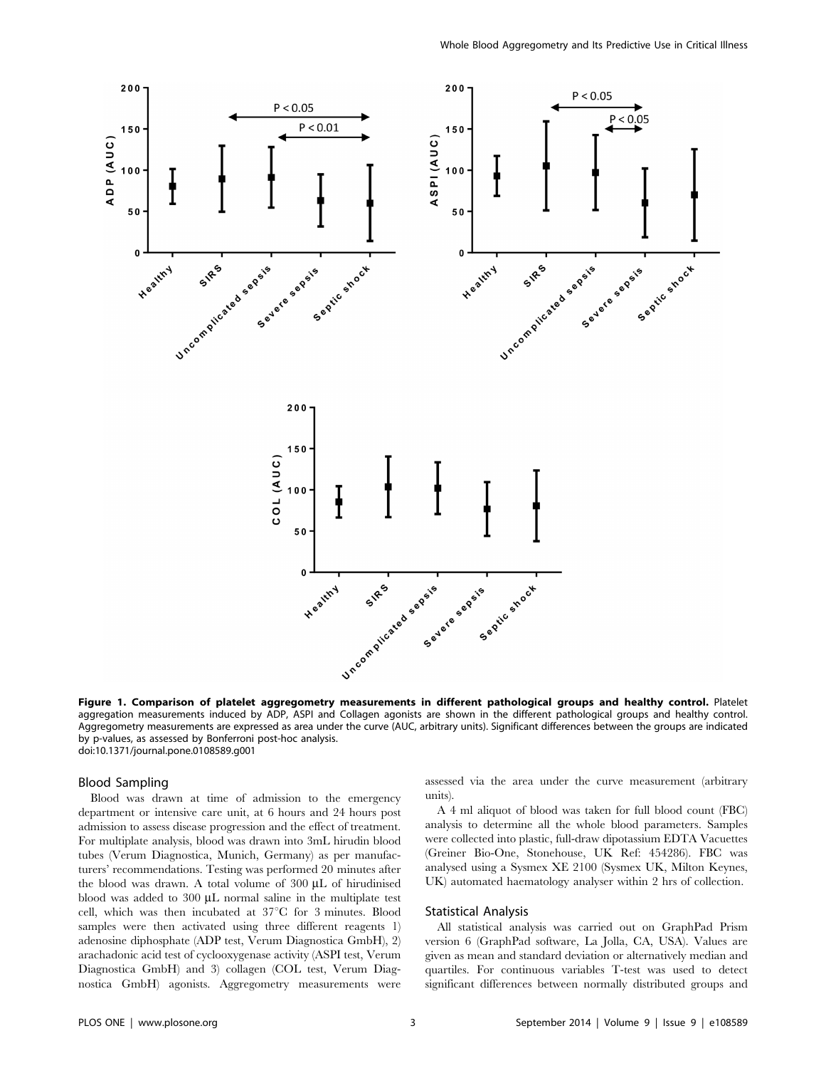**Figure 1. Comparison of platelet aggregometry measurements in different pathological groups and healthy control.** Platelet aggregation measurements induced by ADP, ASPI and Collagen agonists are shown in the different pathological groups and healthy control. Aggregometry measurements are expressed as area under the curve (AUC, arbitrary units). Significant differences between the groups are indicated by p-values, as assessed by Bonferroni post-hoc analysis.
doi:10.1371/journal.pone.0108589.g001

### Blood Sampling

Blood was drawn at time of admission to the emergency department or intensive care unit, at 6 hours and 24 hours post admission to assess disease progression and the effect of treatment. For multiplate analysis, blood was drawn into 3mL hirudin blood tubes (Verum Diagnostica, Munich, Germany) as per manufacturers' recommendations. Testing was performed 20 minutes after the blood was drawn. A total volume of 300 μL of hirudinised blood was added to 300 μL normal saline in the multiplate test cell, which was then incubated at 37°C for 3 minutes. Blood samples were then activated using three different reagents 1) adenosine diphosphate (ADP test, Verum Diagnostica GmbH), 2) arachadonic acid test of cyclooxygenase activity (ASPI test, Verum Diagnostica GmbH) and 3) collagen (COL test, Verum Diagnostica GmbH) agonists. Aggregometry measurements were assessed via the area under the curve measurement (arbitrary units).

A 4 ml aliquot of blood was taken for full blood count (FBC) analysis to determine all the whole blood parameters. Samples were collected into plastic, full-draw dipotassium EDTA Vacuettes (Greiner Bio-One, Stonehouse, UK Ref: 454286). FBC was analysed using a Sysmex XE 2100 (Sysmex UK, Milton Keynes, UK) automated haematology analyser within 2 hrs of collection.

### Statistical Analysis

All statistical analysis was carried out on GraphPad Prism version 6 (GraphPad software, La Jolla, CA, USA). Values are given as mean and standard deviation or alternatively median and quartiles. For continuous variables T-test was used to detect significant differences between normally distributed groups and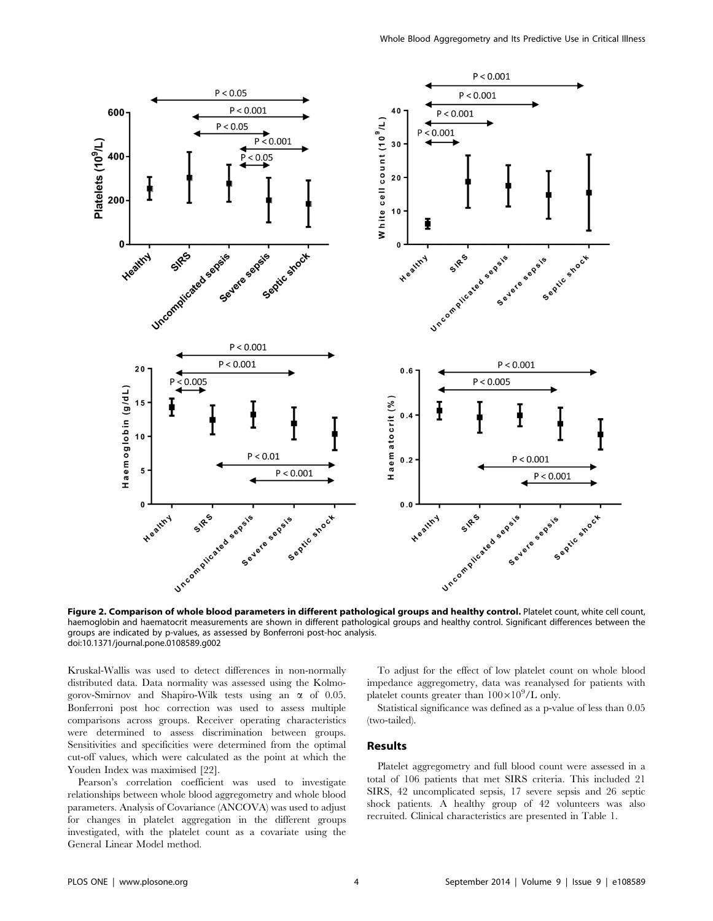**Figure 2. Comparison of whole blood parameters in different pathological groups and healthy control.** Platelet count, white cell count, haemoglobin and haematocrit measurements are shown in different pathological groups and healthy control. Significant differences between the groups are indicated by p-values, as assessed by Bonferroni post-hoc analysis.
doi:10.1371/journal.pone.0108589.g002

Kruskal-Wallis was used to detect differences in non-normally distributed data. Data normality was assessed using the Kolmogorov-Smirnov and Shapiro-Wilk tests using an $\alpha$ of 0.05. Bonferroni post hoc correction was used to assess multiple comparisons across groups. Receiver operating characteristics were determined to assess discrimination between groups. Sensitivities and specificities were determined from the optimal cut-off values, which were calculated as the point at which the Youden Index was maximised [22].

Pearson's correlation coefficient was used to investigate relationships between whole blood aggregometry and whole blood parameters. Analysis of Covariance (ANCOVA) was used to adjust for changes in platelet aggregation in the different groups investigated, with the platelet count as a covariate using the General Linear Model method.

To adjust for the effect of low platelet count on whole blood impedance aggregometry, data was reanalysed for patients with platelet counts greater than $100\times10^9$/L only.

Statistical significance was defined as a p-value of less than 0.05 (two-tailed).

## Results

Platelet aggregometry and full blood count were assessed in a total of 106 patients that met SIRS criteria. This included 21 SIRS, 42 uncomplicated sepsis, 17 severe sepsis and 26 septic shock patients. A healthy group of 42 volunteers was also recruited. Clinical characteristics are presented in Table 1.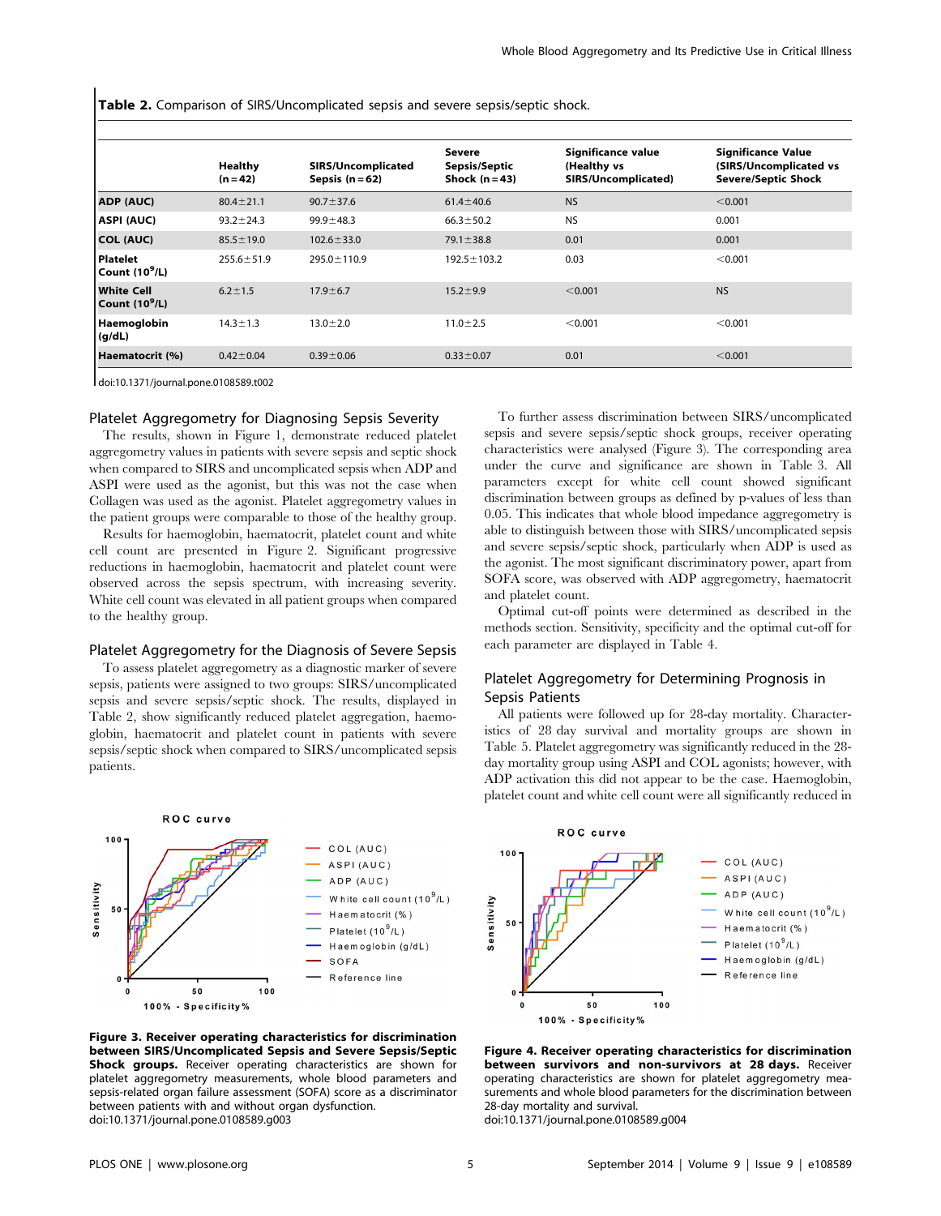**Table 2.** Comparison of SIRS/Uncomplicated sepsis and severe sepsis/septic shock.

| | Healthy (n = 42) | SIRS/Uncomplicated Sepsis (n = 62) | Severe Sepsis/Septic Shock (n = 43) | Significance value (Healthy vs SIRS/Uncomplicated) | Significance Value (SIRS/Uncomplicated vs Severe/Septic Shock |
|---|---|---|---|---|---|
| **ADP (AUC)** | 80.4±21.1 | 90.7±37.6 | 61.4±40.6 | NS | <0.001 |
| **ASPI (AUC)** | 93.2±24.3 | 99.9±48.3 | 66.3±50.2 | NS | 0.001 |
| **COL (AUC)** | 85.5±19.0 | 102.6±33.0 | 79.1±38.8 | 0.01 | 0.001 |
| **Platelet Count ($10^9$/L)** | 255.6±51.9 | 295.0±110.9 | 192.5±103.2 | 0.03 | <0.001 |
| **White Cell Count ($10^9$/L)** | 6.2±1.5 | 17.9±6.7 | 15.2±9.9 | <0.001 | NS |
| **Haemoglobin (g/dL)** | 14.3±1.3 | 13.0±2.0 | 11.0±2.5 | <0.001 | <0.001 |
| **Haematocrit (%)** | 0.42±0.04 | 0.39±0.06 | 0.33±0.07 | 0.01 | <0.001 |

doi:10.1371/journal.pone.0108589.t002

### Platelet Aggregometry for Diagnosing Sepsis Severity

The results, shown in Figure 1, demonstrate reduced platelet aggregometry values in patients with severe sepsis and septic shock when compared to SIRS and uncomplicated sepsis when ADP and ASPI were used as the agonist, but this was not the case when Collagen was used as the agonist. Platelet aggregometry values in the patient groups were comparable to those of the healthy group.

Results for haemoglobin, haematocrit, platelet count and white cell count are presented in Figure 2. Significant progressive reductions in haemoglobin, haematocrit and platelet count were observed across the sepsis spectrum, with increasing severity. White cell count was elevated in all patient groups when compared to the healthy group.

### Platelet Aggregometry for the Diagnosis of Severe Sepsis

To assess platelet aggregometry as a diagnostic marker of severe sepsis, patients were assigned to two groups: SIRS/uncomplicated sepsis and severe sepsis/septic shock. The results, displayed in Table 2, show significantly reduced platelet aggregation, haemoglobin, haematocrit and platelet count in patients with severe sepsis/septic shock when compared to SIRS/uncomplicated sepsis patients.

To further assess discrimination between SIRS/uncomplicated sepsis and severe sepsis/septic shock groups, receiver operating characteristics were analysed (Figure 3). The corresponding area under the curve and significance are shown in Table 3. All parameters except for white cell count showed significant discrimination between groups as defined by p-values of less than 0.05. This indicates that whole blood impedance aggregometry is able to distinguish between those with SIRS/uncomplicated sepsis and severe sepsis/septic shock, particularly when ADP is used as the agonist. The most significant discriminatory power, apart from SOFA score, was observed with ADP aggregometry, haematocrit and platelet count.

Optimal cut-off points were determined as described in the methods section. Sensitivity, specificity and the optimal cut-off for each parameter are displayed in Table 4.

### Platelet Aggregometry for Determining Prognosis in Sepsis Patients

All patients were followed up for 28-day mortality. Characteristics of 28 day survival and mortality groups are shown in Table 5. Platelet aggregometry was significantly reduced in the 28-day mortality group using ASPI and COL agonists; however, with ADP activation this did not appear to be the case. Haemoglobin, platelet count and white cell count were all significantly reduced in

**Figure 3. Receiver operating characteristics for discrimination between SIRS/Uncomplicated Sepsis and Severe Sepsis/Septic Shock groups.** Receiver operating characteristics are shown for platelet aggregometry measurements, whole blood parameters and sepsis-related organ failure assessment (SOFA) score as a discriminator between patients with and without organ dysfunction.
doi:10.1371/journal.pone.0108589.g003

**Figure 4. Receiver operating characteristics for discrimination between survivors and non-survivors at 28 days.** Receiver operating characteristics are shown for platelet aggregometry measurements and whole blood parameters for the discrimination between 28-day mortality and survival.
doi:10.1371/journal.pone.0108589.g004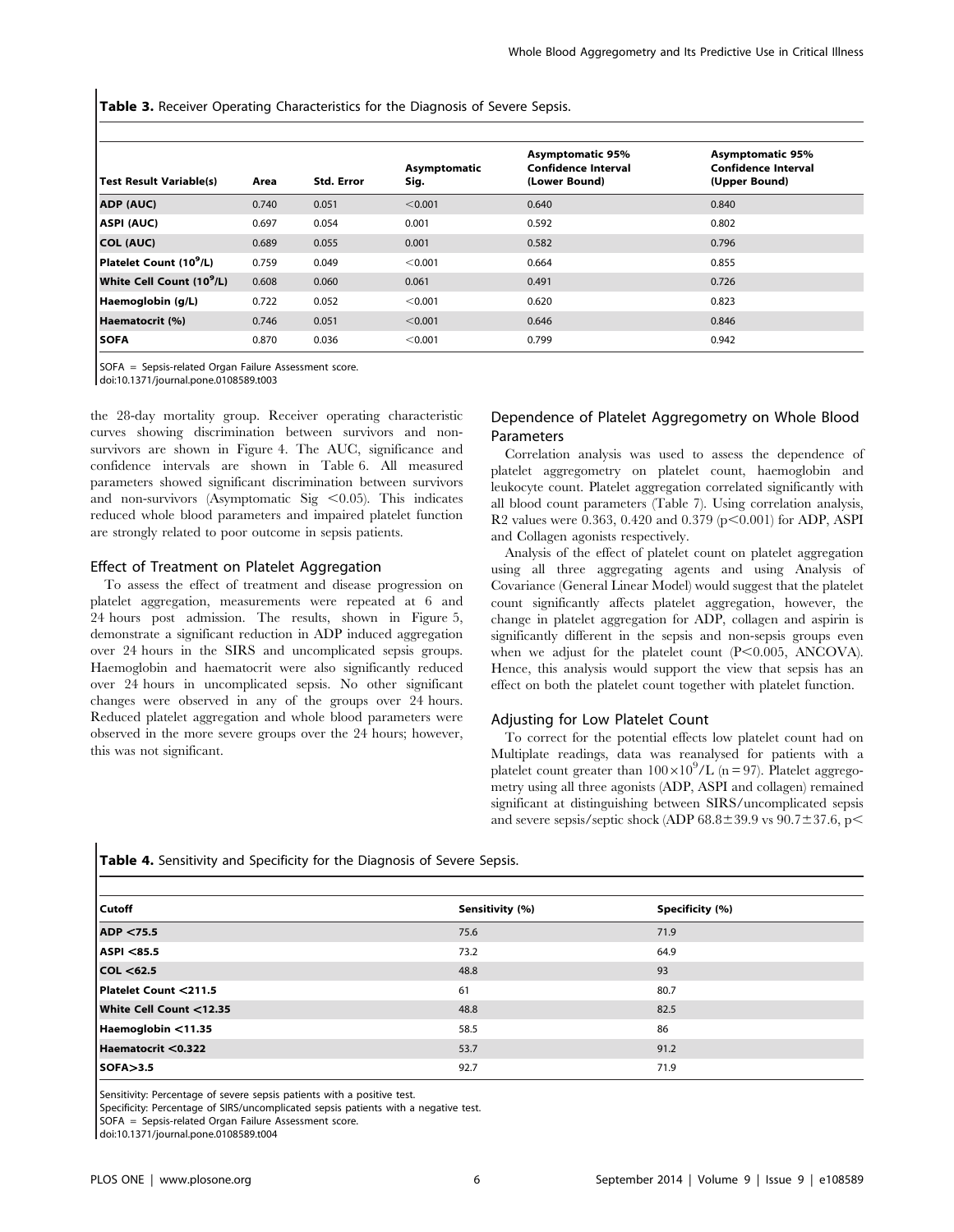**Table 3.** Receiver Operating Characteristics for the Diagnosis of Severe Sepsis.

| Test Result Variable(s) | Area | Std. Error | Asymptomatic Sig. | Asymptomatic 95% Confidence Interval (Lower Bound) | Asymptomatic 95% Confidence Interval (Upper Bound) |
|---|---|---|---|---|---|
| **ADP (AUC)** | 0.740 | 0.051 | <0.001 | 0.640 | 0.840 |
| **ASPI (AUC)** | 0.697 | 0.054 | 0.001 | 0.592 | 0.802 |
| **COL (AUC)** | 0.689 | 0.055 | 0.001 | 0.582 | 0.796 |
| **Platelet Count ($10^9$/L)** | 0.759 | 0.049 | <0.001 | 0.664 | 0.855 |
| **White Cell Count ($10^9$/L)** | 0.608 | 0.060 | 0.061 | 0.491 | 0.726 |
| **Haemoglobin (g/L)** | 0.722 | 0.052 | <0.001 | 0.620 | 0.823 |
| **Haematocrit (%)** | 0.746 | 0.051 | <0.001 | 0.646 | 0.846 |
| **SOFA** | 0.870 | 0.036 | <0.001 | 0.799 | 0.942 |

SOFA = Sepsis-related Organ Failure Assessment score.
doi:10.1371/journal.pone.0108589.t003

the 28-day mortality group. Receiver operating characteristic curves showing discrimination between survivors and non-survivors are shown in Figure 4. The AUC, significance and confidence intervals are shown in Table 6. All measured parameters showed significant discrimination between survivors and non-survivors (Asymptomatic Sig <0.05). This indicates reduced whole blood parameters and impaired platelet function are strongly related to poor outcome in sepsis patients.

### Effect of Treatment on Platelet Aggregation

To assess the effect of treatment and disease progression on platelet aggregation, measurements were repeated at 6 and 24 hours post admission. The results, shown in Figure 5, demonstrate a significant reduction in ADP induced aggregation over 24 hours in the SIRS and uncomplicated sepsis groups. Haemoglobin and haematocrit were also significantly reduced over 24 hours in uncomplicated sepsis. No other significant changes were observed in any of the groups over 24 hours. Reduced platelet aggregation and whole blood parameters were observed in the more severe groups over the 24 hours; however, this was not significant.

### Dependence of Platelet Aggregometry on Whole Blood Parameters

Correlation analysis was used to assess the dependence of platelet aggregometry on platelet count, haemoglobin and leukocyte count. Platelet aggregation correlated significantly with all blood count parameters (Table 7). Using correlation analysis, $R^2$ values were 0.363, 0.420 and 0.379 ($p<0.001$) for ADP, ASPI and Collagen agonists respectively.

Analysis of the effect of platelet count on platelet aggregation using all three aggregating agents and using Analysis of Covariance (General Linear Model) would suggest that the platelet count significantly affects platelet aggregation, however, the change in platelet aggregation for ADP, collagen and aspirin is significantly different in the sepsis and non-sepsis groups even when we adjust for the platelet count ($P<0.005$, ANCOVA). Hence, this analysis would support the view that sepsis has an effect on both the platelet count together with platelet function.

### Adjusting for Low Platelet Count

To correct for the potential effects low platelet count had on Multiplate readings, data was reanalysed for patients with a platelet count greater than $100\times10^9$/L (n = 97). Platelet aggregometry using all three agonists (ADP, ASPI and collagen) remained significant at distinguishing between SIRS/uncomplicated sepsis and severe sepsis/septic shock (ADP 68.8±39.9 vs 90.7±37.6, p<

**Table 4.** Sensitivity and Specificity for the Diagnosis of Severe Sepsis.

| Cutoff | Sensitivity (%) | Specificity (%) |
|---|---|---|
| **ADP <75.5** | 75.6 | 71.9 |
| **ASPI <85.5** | 73.2 | 64.9 |
| **COL <62.5** | 48.8 | 93 |
| **Platelet Count <211.5** | 61 | 80.7 |
| **White Cell Count <12.35** | 48.8 | 82.5 |
| **Haemoglobin <11.35** | 58.5 | 86 |
| **Haematocrit <0.322** | 53.7 | 91.2 |
| **SOFA>3.5** | 92.7 | 71.9 |

Sensitivity: Percentage of severe sepsis patients with a positive test.
Specificity: Percentage of SIRS/uncomplicated sepsis patients with a negative test.
SOFA = Sepsis-related Organ Failure Assessment score.
doi:10.1371/journal.pone.0108589.t004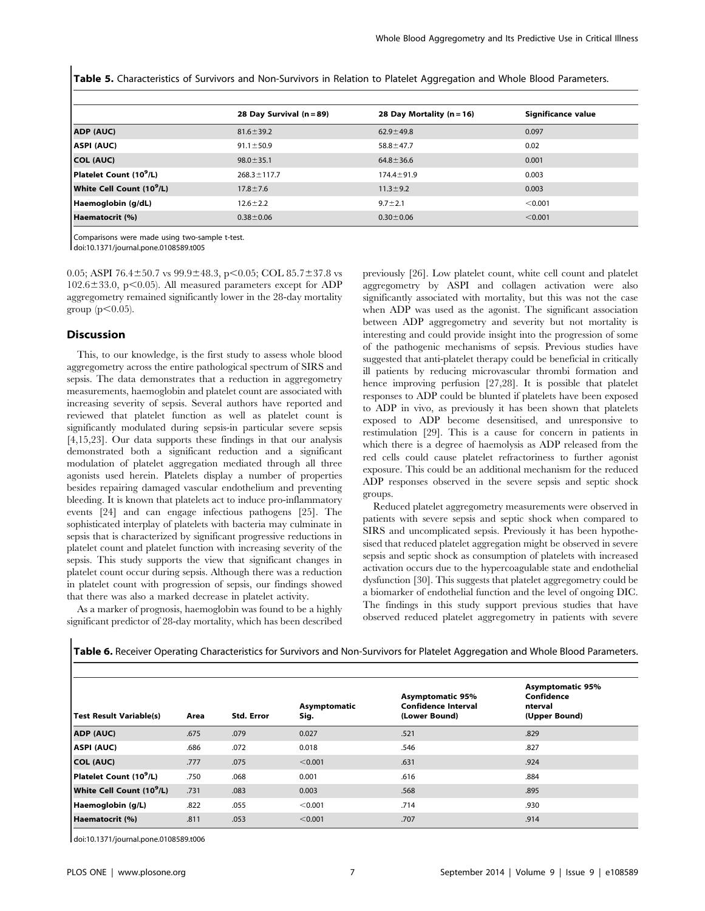**Table 5.** Characteristics of Survivors and Non-Survivors in Relation to Platelet Aggregation and Whole Blood Parameters.

| | 28 Day Survival (n = 89) | 28 Day Mortality (n = 16) | Significance value |
|---|---|---|---|
| **ADP (AUC)** | 81.6±39.2 | 62.9±49.8 | 0.097 |
| **ASPI (AUC)** | 91.1±50.9 | 58.8±47.7 | 0.02 |
| **COL (AUC)** | 98.0±35.1 | 64.8±36.6 | 0.001 |
| **Platelet Count ($10^9$/L)** | 268.3±117.7 | 174.4±91.9 | 0.003 |
| **White Cell Count ($10^9$/L)** | 17.8±7.6 | 11.3±9.2 | 0.003 |
| **Haemoglobin (g/dL)** | 12.6±2.2 | 9.7±2.1 | <0.001 |
| **Haematocrit (%)** | 0.38±0.06 | 0.30±0.06 | <0.001 |

Comparisons were made using two-sample t-test.
doi:10.1371/journal.pone.0108589.t005

0.05; ASPI 76.4±50.7 vs 99.9±48.3, $p<0.05$; COL 85.7±37.8 vs 102.6±33.0, $p<0.05$). All measured parameters except for ADP aggregometry remained significantly lower in the 28-day mortality group ($p<0.05$).

## Discussion

This, to our knowledge, is the first study to assess whole blood aggregometry across the entire pathological spectrum of SIRS and sepsis. The data demonstrates that a reduction in aggregometry measurements, haemoglobin and platelet count are associated with increasing severity of sepsis. Several authors have reported and reviewed that platelet function as well as platelet count is significantly modulated during sepsis-in particular severe sepsis [4,15,23]. Our data supports these findings in that our analysis demonstrated both a significant reduction and a significant modulation of platelet aggregation mediated through all three agonists used herein. Platelets display a number of properties besides repairing damaged vascular endothelium and preventing bleeding. It is known that platelets act to induce pro-inflammatory events [24] and can engage infectious pathogens [25]. The sophisticated interplay of platelets with bacteria may culminate in sepsis that is characterized by significant progressive reductions in platelet count and platelet function with increasing severity of the sepsis. This study supports the view that significant changes in platelet count occur during sepsis. Although there was a reduction in platelet count with progression of sepsis, our findings showed that there was also a marked decrease in platelet activity.

As a marker of prognosis, haemoglobin was found to be a highly significant predictor of 28-day mortality, which has been described previously [26]. Low platelet count, white cell count and platelet aggregometry by ASPI and collagen activation were also significantly associated with mortality, but this was not the case when ADP was used as the agonist. The significant association between ADP aggregometry and severity but not mortality is interesting and could provide insight into the progression of some of the pathogenic mechanisms of sepsis. Previous studies have suggested that anti-platelet therapy could be beneficial in critically ill patients by reducing microvascular thrombi formation and hence improving perfusion [27,28]. It is possible that platelet responses to ADP could be blunted if platelets have been exposed to ADP in vivo, as previously it has been shown that platelets exposed to ADP become desensitised, and unresponsive to restimulation [29]. This is a cause for concern in patients in which there is a degree of haemolysis as ADP released from the red cells could cause platelet refractoriness to further agonist exposure. This could be an additional mechanism for the reduced ADP responses observed in the severe sepsis and septic shock groups.

Reduced platelet aggregometry measurements were observed in patients with severe sepsis and septic shock when compared to SIRS and uncomplicated sepsis. Previously it has been hypothesised that reduced platelet aggregation might be observed in severe sepsis and septic shock as consumption of platelets with increased activation occurs due to the hypercoagulable state and endothelial dysfunction [30]. This suggests that platelet aggregometry could be a biomarker of endothelial function and the level of ongoing DIC. The findings in this study support previous studies that have observed reduced platelet aggregometry in patients with severe

**Table 6.** Receiver Operating Characteristics for Survivors and Non-Survivors for Platelet Aggregation and Whole Blood Parameters.

| Test Result Variable(s) | Area | Std. Error | Asymptomatic Sig. | Asymptomatic 95% Confidence Interval (Lower Bound) | Asymptomatic 95% Confidence nterval (Upper Bound) |
|---|---|---|---|---|---|
| **ADP (AUC)** | .675 | .079 | 0.027 | .521 | .829 |
| **ASPI (AUC)** | .686 | .072 | 0.018 | .546 | .827 |
| **COL (AUC)** | .777 | .075 | <0.001 | .631 | .924 |
| **Platelet Count ($10^9$/L)** | .750 | .068 | 0.001 | .616 | .884 |
| **White Cell Count ($10^9$/L)** | .731 | .083 | 0.003 | .568 | .895 |
| **Haemoglobin (g/L)** | .822 | .055 | <0.001 | .714 | .930 |
| **Haematocrit (%)** | .811 | .053 | <0.001 | .707 | .914 |

doi:10.1371/journal.pone.0108589.t006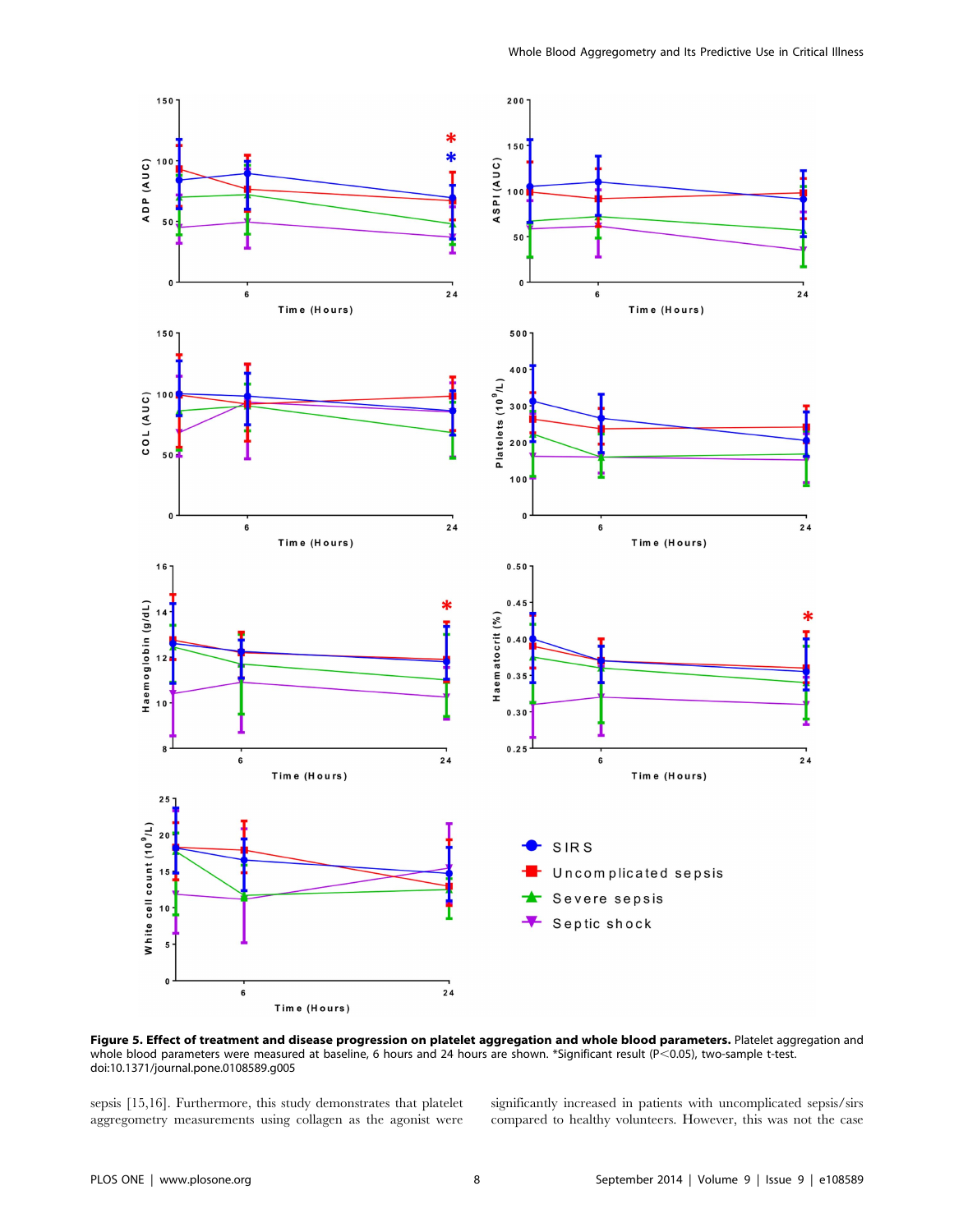**Figure 5. Effect of treatment and disease progression on platelet aggregation and whole blood parameters.** Platelet aggregation and whole blood parameters were measured at baseline, 6 hours and 24 hours are shown. *Significant result ($P<0.05$), two-sample t-test.
doi:10.1371/journal.pone.0108589.g005

sepsis [15,16]. Furthermore, this study demonstrates that platelet aggregometry measurements using collagen as the agonist were significantly increased in patients with uncomplicated sepsis/sirs compared to healthy volunteers. However, this was not the case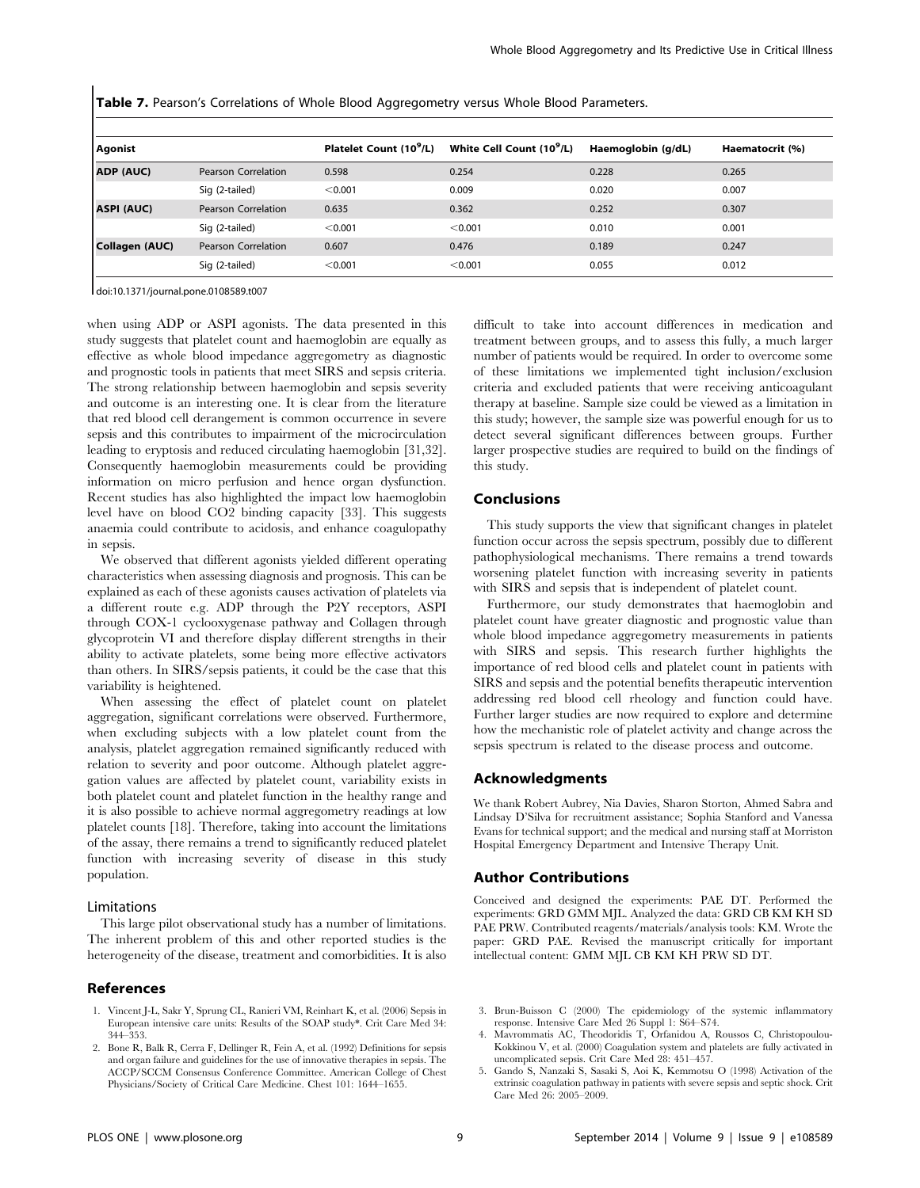**Table 7.** Pearson's Correlations of Whole Blood Aggregometry versus Whole Blood Parameters.

| Agonist | | Platelet Count ($10^9$/L) | White Cell Count ($10^9$/L) | Haemoglobin (g/dL) | Haematocrit (%) |
|---|---|---|---|---|---|
| **ADP (AUC)** | Pearson Correlation | 0.598 | 0.254 | 0.228 | 0.265 |
| | Sig (2-tailed) | <0.001 | 0.009 | 0.020 | 0.007 |
| **ASPI (AUC)** | Pearson Correlation | 0.635 | 0.362 | 0.252 | 0.307 |
| | Sig (2-tailed) | <0.001 | <0.001 | 0.010 | 0.001 |
| **Collagen (AUC)** | Pearson Correlation | 0.607 | 0.476 | 0.189 | 0.247 |
| | Sig (2-tailed) | <0.001 | <0.001 | 0.055 | 0.012 |

doi:10.1371/journal.pone.0108589.t007

when using ADP or ASPI agonists. The data presented in this study suggests that platelet count and haemoglobin are equally as effective as whole blood impedance aggregometry as diagnostic and prognostic tools in patients that meet SIRS and sepsis criteria. The strong relationship between haemoglobin and sepsis severity and outcome is an interesting one. It is clear from the literature that red blood cell derangement is common occurrence in severe sepsis and this contributes to impairment of the microcirculation leading to eryptosis and reduced circulating haemoglobin [31,32]. Consequently haemoglobin measurements could be providing information on micro perfusion and hence organ dysfunction. Recent studies has also highlighted the impact low haemoglobin level have on blood CO2 binding capacity [33]. This suggests anaemia could contribute to acidosis, and enhance coagulopathy in sepsis.

We observed that different agonists yielded different operating characteristics when assessing diagnosis and prognosis. This can be explained as each of these agonists causes activation of platelets via a different route e.g. ADP through the P2Y receptors, ASPI through COX-1 cyclooxygenase pathway and Collagen through glycoprotein VI and therefore display different strengths in their ability to activate platelets, some being more effective activators than others. In SIRS/sepsis patients, it could be the case that this variability is heightened.

When assessing the effect of platelet count on platelet aggregation, significant correlations were observed. Furthermore, when excluding subjects with a low platelet count from the analysis, platelet aggregation remained significantly reduced with relation to severity and poor outcome. Although platelet aggregation values are affected by platelet count, variability exists in both platelet count and platelet function in the healthy range and it is also possible to achieve normal aggregometry readings at low platelet counts [18]. Therefore, taking into account the limitations of the assay, there remains a trend to significantly reduced platelet function with increasing severity of disease in this study population.

### Limitations

This large pilot observational study has a number of limitations. The inherent problem of this and other reported studies is the heterogeneity of the disease, treatment and comorbidities. It is also difficult to take into account differences in medication and treatment between groups, and to assess this fully, a much larger number of patients would be required. In order to overcome some of these limitations we implemented tight inclusion/exclusion criteria and excluded patients that were receiving anticoagulant therapy at baseline. Sample size could be viewed as a limitation in this study; however, the sample size was powerful enough for us to detect several significant differences between groups. Further larger prospective studies are required to build on the findings of this study.

## Conclusions

This study supports the view that significant changes in platelet function occur across the sepsis spectrum, possibly due to different pathophysiological mechanisms. There remains a trend towards worsening platelet function with increasing severity in patients with SIRS and sepsis that is independent of platelet count.

Furthermore, our study demonstrates that haemoglobin and platelet count have greater diagnostic and prognostic value than whole blood impedance aggregometry measurements in patients with SIRS and sepsis. This research further highlights the importance of red blood cells and platelet count in patients with SIRS and sepsis and the potential benefits therapeutic intervention addressing red blood cell rheology and function could have. Further larger studies are now required to explore and determine how the mechanistic role of platelet activity and change across the sepsis spectrum is related to the disease process and outcome.

## Acknowledgments

We thank Robert Aubrey, Nia Davies, Sharon Storton, Ahmed Sabra and Lindsay D'Silva for recruitment assistance; Sophia Stanford and Vanessa Evans for technical support; and the medical and nursing staff at Morriston Hospital Emergency Department and Intensive Therapy Unit.

## Author Contributions

Conceived and designed the experiments: PAE DT. Performed the experiments: GRD GMM MJL. Analyzed the data: GRD CB KM KH SD PAE PRW. Contributed reagents/materials/analysis tools: KM. Wrote the paper: GRD PAE. Revised the manuscript critically for important intellectual content: GMM MJL CB KM KH PRW SD DT.

## References

1. Vincent J-L, Sakr Y, Sprung CL, Ranieri VM, Reinhart K, et al. (2006) Sepsis in European intensive care units: Results of the SOAP study*. Crit Care Med 34: 344–353.
2. Bone R, Balk R, Cerra F, Dellinger R, Fein A, et al. (1992) Definitions for sepsis and organ failure and guidelines for the use of innovative therapies in sepsis. The ACCP/SCCM Consensus Conference Committee. American College of Chest Physicians/Society of Critical Care Medicine. Chest 101: 1644–1655.
3. Brun-Buisson C (2000) The epidemiology of the systemic inflammatory response. Intensive Care Med 26 Suppl 1: S64–S74.
4. Mavrommatis AC, Theodoridis T, Orfanidou A, Roussos C, Christopoulou-Kokkinou V, et al. (2000) Coagulation system and platelets are fully activated in uncomplicated sepsis. Crit Care Med 28: 451–457.
5. Gando S, Nanzaki S, Sasaki S, Aoi K, Kemmotsu O (1998) Activation of the extrinsic coagulation pathway in patients with severe sepsis and septic shock. Crit Care Med 26: 2005–2009.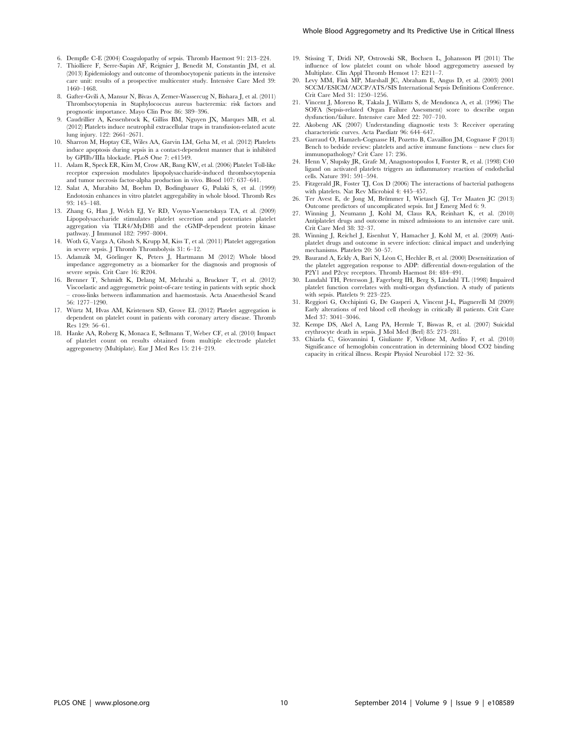6. Dempfle C-E (2004) Coagulopathy of sepsis. Thromb Haemost 91: 213–224.
7. Thiolliere F, Serre-Sapin AF, Reignier J, Benedit M, Constantin JM, et al. (2013) Epidemiology and outcome of thrombocytopenic patients in the intensive care unit: results of a prospective multicenter study. Intensive Care Med 39: 1460–1468.
8. Gafter-Gvili A, Mansur N, Bivas A, Zemer-Wassercug N, Bishara J, et al. (2011) Thrombocytopenia in Staphylococcus aureus bacteremia: risk factors and prognostic importance. Mayo Clin Proc 86: 389–396.
9. Caudrillier A, Kessenbrock K, Gilliss BM, Nguyen JX, Marques MB, et al. (2012) Platelets induce neutrophil extracellular traps in transfusion-related acute lung injury. 122: 2661–2671.
10. Sharron M, Hoptay CE, Wiles AA, Garvin LM, Geha M, et al. (2012) Platelets induce apoptosis during sepsis in a contact-dependent manner that is inhibited by GPIIb/IIIa blockade. PLoS One 7: e41549.
11. Aslam R, Speck ER, Kim M, Crow AR, Bang KW, et al. (2006) Platelet Toll-like receptor expression modulates lipopolysaccharide-induced thrombocytopenia and tumor necrosis factor-alpha production in vivo. Blood 107: 637–641.
12. Salat A, Murabito M, Boehm D, Bodingbauer G, Pulaki S, et al. (1999) Endotoxin enhances in vitro platelet aggregability in whole blood. Thromb Res 93: 145–148.
13. Zhang G, Han J, Welch EJ, Ye RD, Voyno-Yasenetskaya TA, et al. (2009) Lipopolysaccharide stimulates platelet secretion and potentiates platelet aggregation via TLR4/MyD88 and the cGMP-dependent protein kinase pathway. J Immunol 182: 7997–8004.
14. Woth G, Varga A, Ghosh S, Krupp M, Kiss T, et al. (2011) Platelet aggregation in severe sepsis. J Thromb Thrombolysis 31: 6–12.
15. Adamzik M, Görlinger K, Peters J, Hartmann M (2012) Whole blood impedance aggregometry as a biomarker for the diagnosis and prognosis of severe sepsis. Crit Care 16: R204.
16. Brenner T, Schmidt K, Delang M, Mehrabi a, Bruckner T, et al. (2012) Viscoelastic and aggregometric point-of-care testing in patients with septic shock – cross-links between inflammation and haemostasis. Acta Anaesthesiol Scand 56: 1277–1290.
17. Würtz M, Hvas AM, Kristensen SD, Grove EL (2012) Platelet aggregation is dependent on platelet count in patients with coronary artery disease. Thromb Res 129: 56–61.
18. Hanke AA, Roberg K, Monaca E, Sellmann T, Weber CF, et al. (2010) Impact of platelet count on results obtained from multiple electrode platelet aggregometry (Multiplate). Eur J Med Res 15: 214–219.
19. Stissing T, Dridi NP, Ostrowski SR, Bochsen L, Johansson PI (2011) The influence of low platelet count on whole blood aggregometry assessed by Multiplate. Clin Appl Thromb Hemost 17: E211–7.
20. Levy MM, Fink MP, Marshall JC, Abraham E, Angus D, et al. (2003) 2001 SCCM/ESICM/ACCP/ATS/SIS International Sepsis Definitions Conference. Crit Care Med 31: 1250–1256.
21. Vincent J, Moreno R, Takala J, Willatts S, de Mendonca A, et al. (1996) The SOFA (Sepsis-related Organ Failure Assessment) score to describe organ dysfunction/failure. Intensive care Med 22: 707–710.
22. Akobeng AK (2007) Understanding diagnostic tests 3: Receiver operating characteristic curves. Acta Paediatr 96: 644–647.
23. Garraud O, Hamzeh-Cognasse H, Pozetto B, Cavaillon JM, Cognasse F (2013) Bench to bedside review: platelets and active immune functions – new clues for immunopathology? Crit Care 17: 236.
24. Henn V, Slupsky JR, Grafe M, Anagnostopoulos I, Forster R, et al. (1998) C40 ligand on activated platelets triggers an inflammatory reaction of endothelial cells. Nature 391: 591–594.
25. Fitzgerald JR, Foster TJ, Cox D (2006) The interactions of bacterial pathogens with platelets. Nat Rev Microbiol 4: 445–457.
26. Ter Avest E, de Jong M, Brümmer I, Wietasch GJ, Ter Maaten JC (2013) Outcome predictors of uncomplicated sepsis. Int J Emerg Med 6: 9.
27. Winning J, Neumann J, Kohl M, Claus RA, Reinhart K, et al. (2010) Antiplatelet drugs and outcome in mixed admissions to an intensive care unit. Crit Care Med 38: 32–37.
28. Winning J, Reichel J, Eisenhut Y, Hamacher J, Kohl M, et al. (2009) Anti-platelet drugs and outcome in severe infection: clinical impact and underlying mechanisms. Platelets 20: 50–57.
29. Baurand A, Eckly A, Bari N, Léon C, Hechler B, et al. (2000) Desensitization of the platelet aggregation response to ADP: differential down-regulation of the P2Y1 and P2cyc receptors. Thromb Haemost 84: 484–491.
30. Lundahl TH, Petersson J, Fagerberg IH, Berg S, Lindahl TL (1998) Impaired platelet function correlates with multi-organ dysfunction. A study of patients with sepsis. Platelets 9: 223–225.
31. Reggiori G, Occhipinti G, De Gasperi A, Vincent J-L, Piagnerelli M (2009) Early alterations of red blood cell rheology in critically ill patients. Crit Care Med 37: 3041–3046.
32. Kempe DS, Akel A, Lang PA, Hermle T, Biswas R, et al. (2007) Suicidal erythrocyte death in sepsis. J Mol Med (Berl) 85: 273–281.
33. Chiarla C, Giovannini I, Giuliante F, Vellone M, Ardito F, et al. (2010) Significance of hemoglobin concentration in determining blood CO2 binding capacity in critical illness. Respir Physiol Neurobiol 172: 32–36.